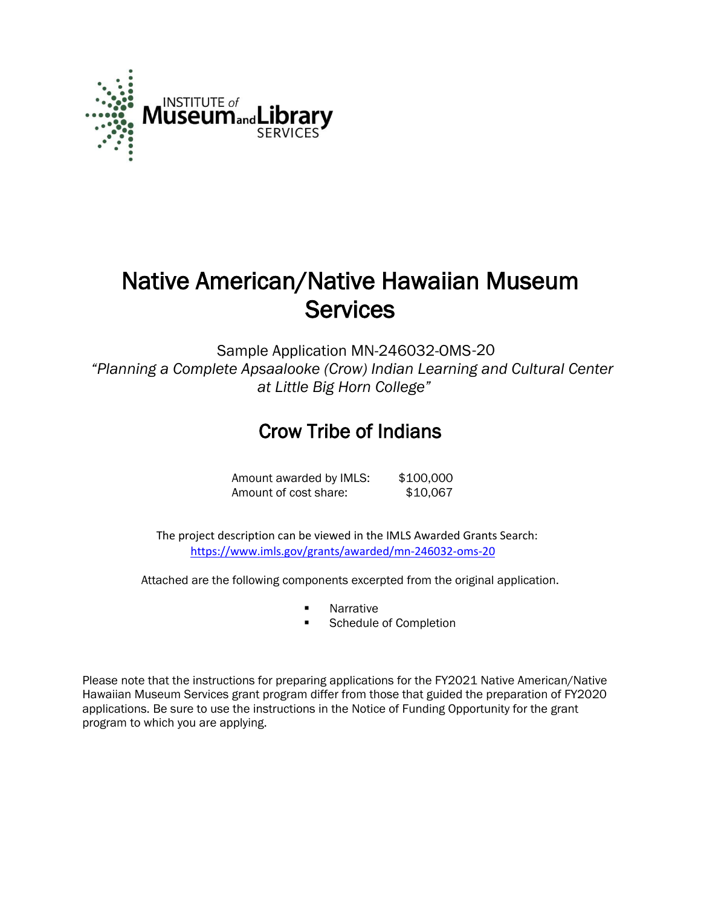INSTITUTE of Museum and Library SERVICES

# Native American/Native Hawaiian Museum Services

Sample Application MN-246032-OMS-20
*"Planning a Complete Apsaalooke (Crow) Indian Learning and Cultural Center at Little Big Horn College"*

## Crow Tribe of Indians

| | |
|---|---|
| Amount awarded by IMLS: | $100,000 |
| Amount of cost share: | $10,067 |

The project description can be viewed in the IMLS Awarded Grants Search: https://www.imls.gov/grants/awarded/mn-246032-oms-20

Attached are the following components excerpted from the original application.

- Narrative
- Schedule of Completion

Please note that the instructions for preparing applications for the FY2021 Native American/Native Hawaiian Museum Services grant program differ from those that guided the preparation of FY2020 applications. Be sure to use the instructions in the Notice of Funding Opportunity for the grant program to which you are applying.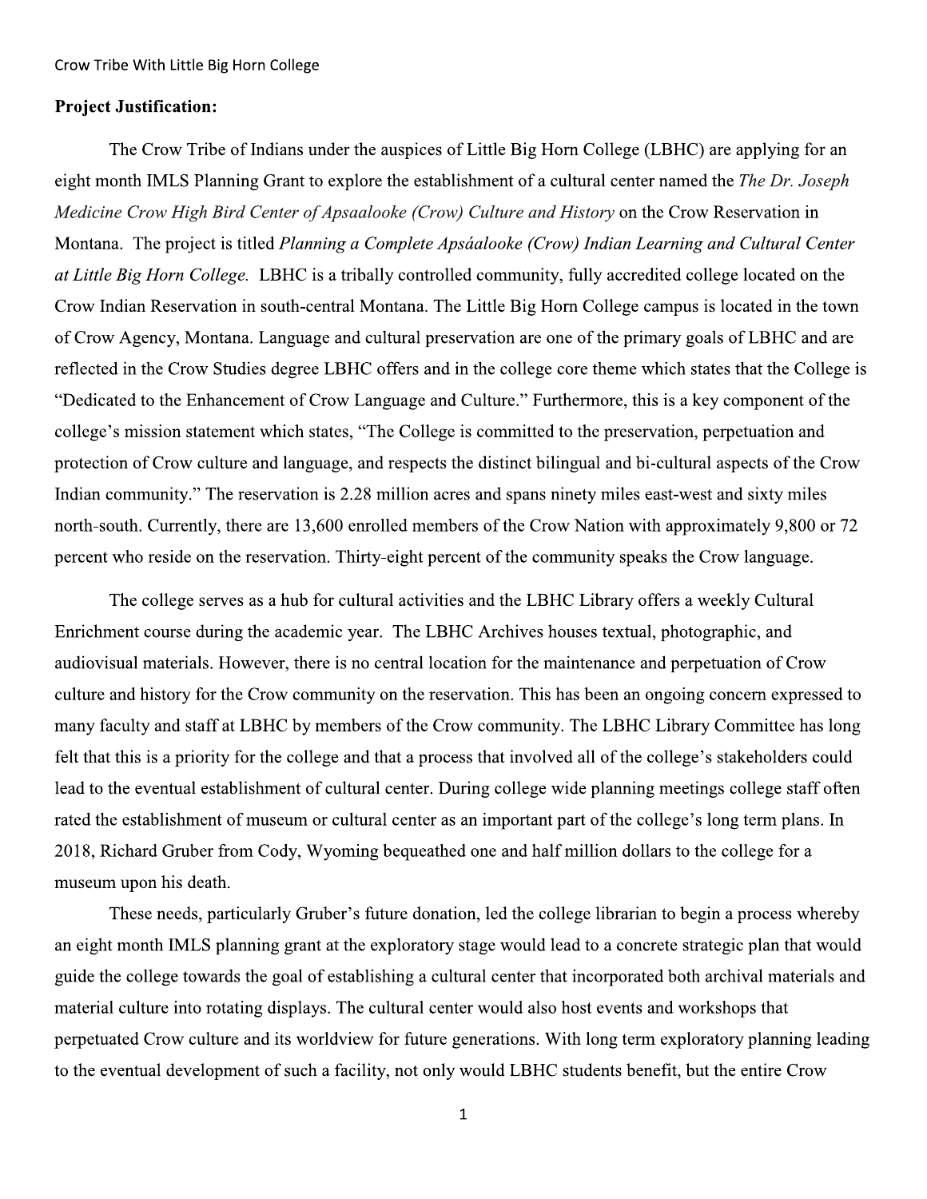**Project Justification:**

The Crow Tribe of Indians under the auspices of Little Big Horn College (LBHC) are applying for an eight month IMLS Planning Grant to explore the establishment of a cultural center named the *The Dr. Joseph Medicine Crow High Bird Center of Apsaalooke (Crow) Culture and History* on the Crow Reservation in Montana. The project is titled *Planning a Complete Apsáalooke (Crow) Indian Learning and Cultural Center at Little Big Horn College.* LBHC is a tribally controlled community, fully accredited college located on the Crow Indian Reservation in south-central Montana. The Little Big Horn College campus is located in the town of Crow Agency, Montana. Language and cultural preservation are one of the primary goals of LBHC and are reflected in the Crow Studies degree LBHC offers and in the college core theme which states that the College is "Dedicated to the Enhancement of Crow Language and Culture." Furthermore, this is a key component of the college's mission statement which states, "The College is committed to the preservation, perpetuation and protection of Crow culture and language, and respects the distinct bilingual and bi-cultural aspects of the Crow Indian community." The reservation is 2.28 million acres and spans ninety miles east-west and sixty miles north-south. Currently, there are 13,600 enrolled members of the Crow Nation with approximately 9,800 or 72 percent who reside on the reservation. Thirty-eight percent of the community speaks the Crow language.

The college serves as a hub for cultural activities and the LBHC Library offers a weekly Cultural Enrichment course during the academic year. The LBHC Archives houses textual, photographic, and audiovisual materials. However, there is no central location for the maintenance and perpetuation of Crow culture and history for the Crow community on the reservation. This has been an ongoing concern expressed to many faculty and staff at LBHC by members of the Crow community. The LBHC Library Committee has long felt that this is a priority for the college and that a process that involved all of the college's stakeholders could lead to the eventual establishment of cultural center. During college wide planning meetings college staff often rated the establishment of museum or cultural center as an important part of the college's long term plans. In 2018, Richard Gruber from Cody, Wyoming bequeathed one and half million dollars to the college for a museum upon his death.

These needs, particularly Gruber's future donation, led the college librarian to begin a process whereby an eight month IMLS planning grant at the exploratory stage would lead to a concrete strategic plan that would guide the college towards the goal of establishing a cultural center that incorporated both archival materials and material culture into rotating displays. The cultural center would also host events and workshops that perpetuated Crow culture and its worldview for future generations. With long term exploratory planning leading to the eventual development of such a facility, not only would LBHC students benefit, but the entire Crow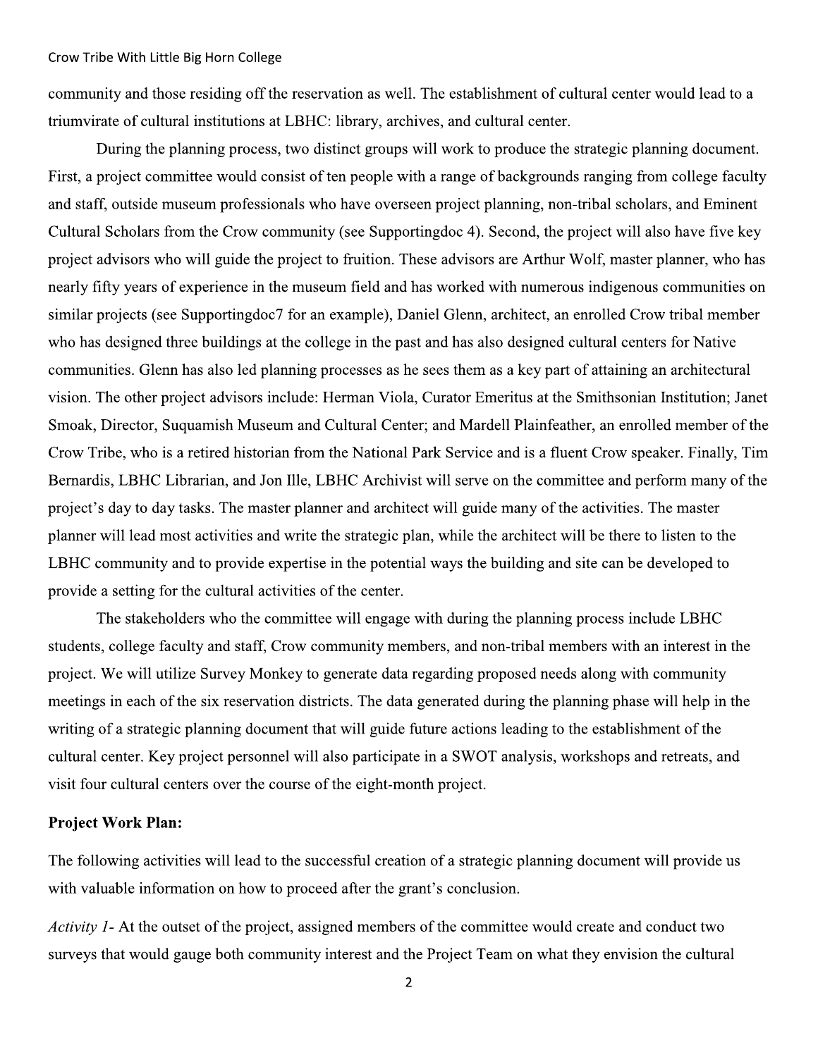community and those residing off the reservation as well. The establishment of cultural center would lead to a triumvirate of cultural institutions at LBHC: library, archives, and cultural center.

During the planning process, two distinct groups will work to produce the strategic planning document. First, a project committee would consist of ten people with a range of backgrounds ranging from college faculty and staff, outside museum professionals who have overseen project planning, non-tribal scholars, and Eminent Cultural Scholars from the Crow community (see Supportingdoc 4). Second, the project will also have five key project advisors who will guide the project to fruition. These advisors are Arthur Wolf, master planner, who has nearly fifty years of experience in the museum field and has worked with numerous indigenous communities on similar projects (see Supportingdoc7 for an example), Daniel Glenn, architect, an enrolled Crow tribal member who has designed three buildings at the college in the past and has also designed cultural centers for Native communities. Glenn has also led planning processes as he sees them as a key part of attaining an architectural vision. The other project advisors include: Herman Viola, Curator Emeritus at the Smithsonian Institution; Janet Smoak, Director, Suquamish Museum and Cultural Center; and Mardell Plainfeather, an enrolled member of the Crow Tribe, who is a retired historian from the National Park Service and is a fluent Crow speaker. Finally, Tim Bernardis, LBHC Librarian, and Jon Ille, LBHC Archivist will serve on the committee and perform many of the project's day to day tasks. The master planner and architect will guide many of the activities. The master planner will lead most activities and write the strategic plan, while the architect will be there to listen to the LBHC community and to provide expertise in the potential ways the building and site can be developed to provide a setting for the cultural activities of the center.

The stakeholders who the committee will engage with during the planning process include LBHC students, college faculty and staff, Crow community members, and non-tribal members with an interest in the project. We will utilize Survey Monkey to generate data regarding proposed needs along with community meetings in each of the six reservation districts. The data generated during the planning phase will help in the writing of a strategic planning document that will guide future actions leading to the establishment of the cultural center. Key project personnel will also participate in a SWOT analysis, workshops and retreats, and visit four cultural centers over the course of the eight-month project.

**Project Work Plan:**

The following activities will lead to the successful creation of a strategic planning document will provide us with valuable information on how to proceed after the grant's conclusion.

*Activity 1*- At the outset of the project, assigned members of the committee would create and conduct two surveys that would gauge both community interest and the Project Team on what they envision the cultural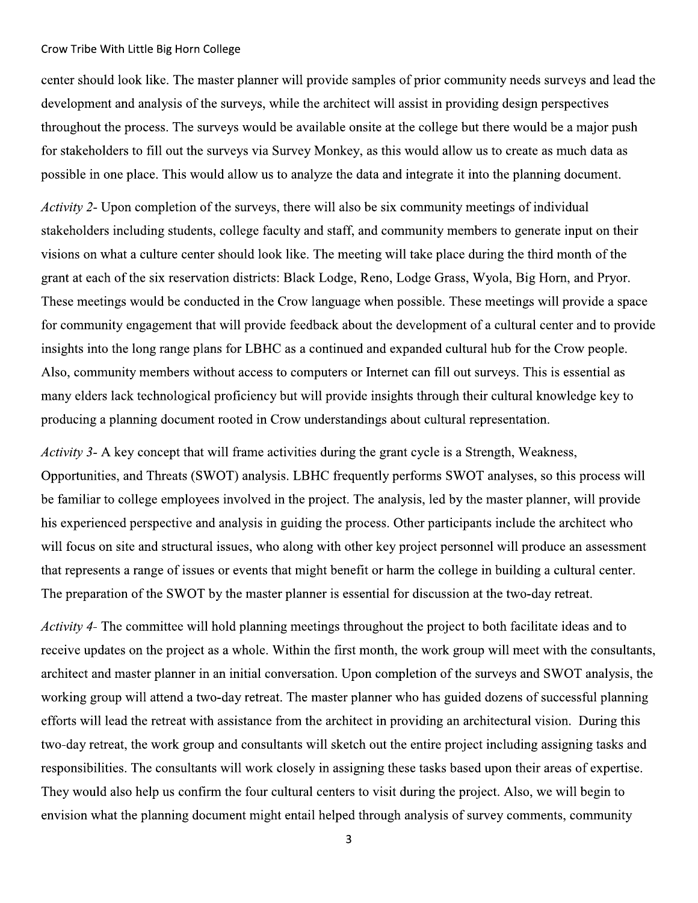center should look like. The master planner will provide samples of prior community needs surveys and lead the development and analysis of the surveys, while the architect will assist in providing design perspectives throughout the process. The surveys would be available onsite at the college but there would be a major push for stakeholders to fill out the surveys via Survey Monkey, as this would allow us to create as much data as possible in one place. This would allow us to analyze the data and integrate it into the planning document.

*Activity 2-* Upon completion of the surveys, there will also be six community meetings of individual stakeholders including students, college faculty and staff, and community members to generate input on their visions on what a culture center should look like. The meeting will take place during the third month of the grant at each of the six reservation districts: Black Lodge, Reno, Lodge Grass, Wyola, Big Horn, and Pryor. These meetings would be conducted in the Crow language when possible. These meetings will provide a space for community engagement that will provide feedback about the development of a cultural center and to provide insights into the long range plans for LBHC as a continued and expanded cultural hub for the Crow people. Also, community members without access to computers or Internet can fill out surveys. This is essential as many elders lack technological proficiency but will provide insights through their cultural knowledge key to producing a planning document rooted in Crow understandings about cultural representation.

*Activity 3-* A key concept that will frame activities during the grant cycle is a Strength, Weakness, Opportunities, and Threats (SWOT) analysis. LBHC frequently performs SWOT analyses, so this process will be familiar to college employees involved in the project. The analysis, led by the master planner, will provide his experienced perspective and analysis in guiding the process. Other participants include the architect who will focus on site and structural issues, who along with other key project personnel will produce an assessment that represents a range of issues or events that might benefit or harm the college in building a cultural center. The preparation of the SWOT by the master planner is essential for discussion at the two-day retreat.

*Activity 4-* The committee will hold planning meetings throughout the project to both facilitate ideas and to receive updates on the project as a whole. Within the first month, the work group will meet with the consultants, architect and master planner in an initial conversation. Upon completion of the surveys and SWOT analysis, the working group will attend a two-day retreat. The master planner who has guided dozens of successful planning efforts will lead the retreat with assistance from the architect in providing an architectural vision. During this two-day retreat, the work group and consultants will sketch out the entire project including assigning tasks and responsibilities. The consultants will work closely in assigning these tasks based upon their areas of expertise. They would also help us confirm the four cultural centers to visit during the project. Also, we will begin to envision what the planning document might entail helped through analysis of survey comments, community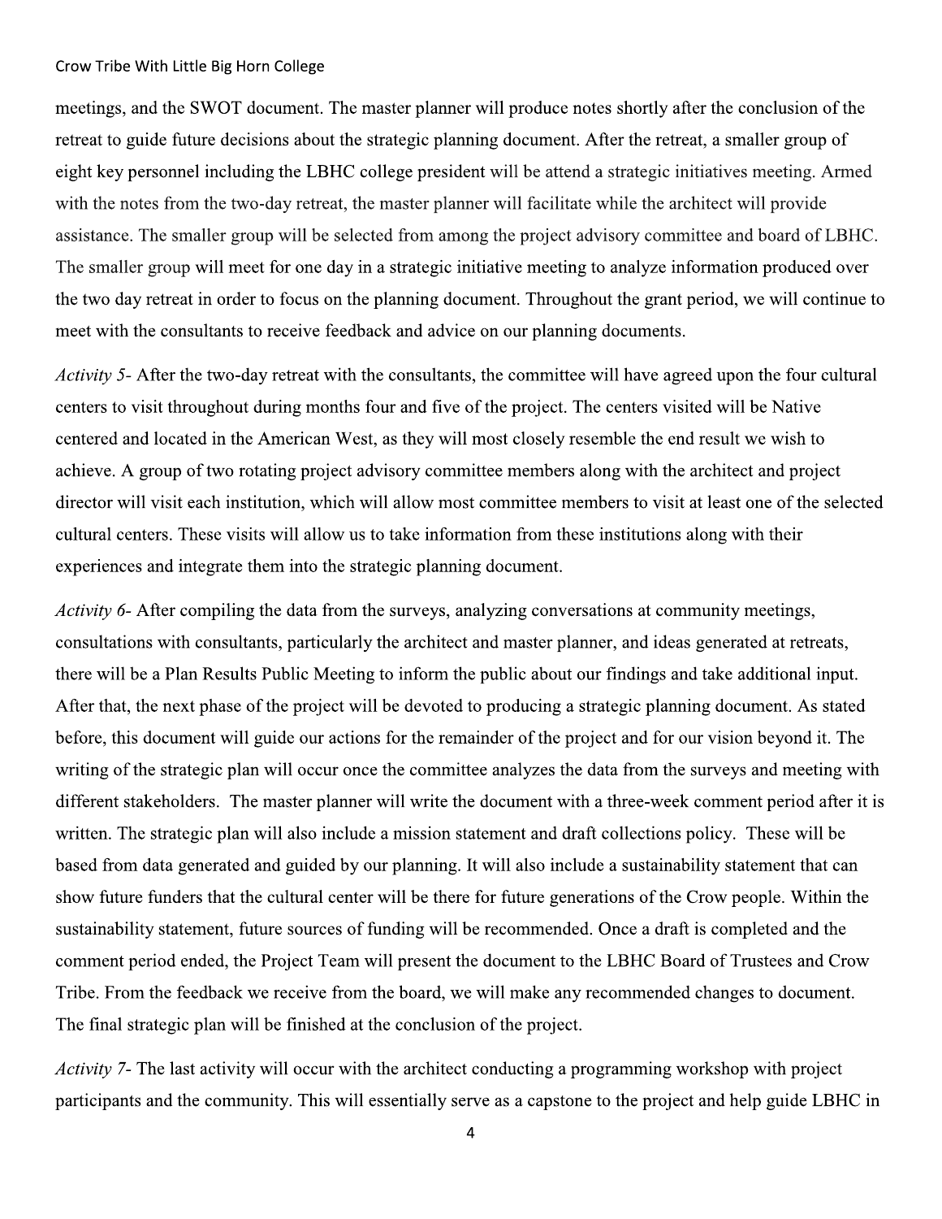meetings, and the SWOT document. The master planner will produce notes shortly after the conclusion of the retreat to guide future decisions about the strategic planning document. After the retreat, a smaller group of eight key personnel including the LBHC college president will be attend a strategic initiatives meeting. Armed with the notes from the two-day retreat, the master planner will facilitate while the architect will provide assistance. The smaller group will be selected from among the project advisory committee and board of LBHC. The smaller group will meet for one day in a strategic initiative meeting to analyze information produced over the two day retreat in order to focus on the planning document. Throughout the grant period, we will continue to meet with the consultants to receive feedback and advice on our planning documents.

*Activity 5*- After the two-day retreat with the consultants, the committee will have agreed upon the four cultural centers to visit throughout during months four and five of the project. The centers visited will be Native centered and located in the American West, as they will most closely resemble the end result we wish to achieve. A group of two rotating project advisory committee members along with the architect and project director will visit each institution, which will allow most committee members to visit at least one of the selected cultural centers. These visits will allow us to take information from these institutions along with their experiences and integrate them into the strategic planning document.

*Activity 6*- After compiling the data from the surveys, analyzing conversations at community meetings, consultations with consultants, particularly the architect and master planner, and ideas generated at retreats, there will be a Plan Results Public Meeting to inform the public about our findings and take additional input. After that, the next phase of the project will be devoted to producing a strategic planning document. As stated before, this document will guide our actions for the remainder of the project and for our vision beyond it. The writing of the strategic plan will occur once the committee analyzes the data from the surveys and meeting with different stakeholders. The master planner will write the document with a three-week comment period after it is written. The strategic plan will also include a mission statement and draft collections policy. These will be based from data generated and guided by our planning. It will also include a sustainability statement that can show future funders that the cultural center will be there for future generations of the Crow people. Within the sustainability statement, future sources of funding will be recommended. Once a draft is completed and the comment period ended, the Project Team will present the document to the LBHC Board of Trustees and Crow Tribe. From the feedback we receive from the board, we will make any recommended changes to document. The final strategic plan will be finished at the conclusion of the project.

*Activity 7*- The last activity will occur with the architect conducting a programming workshop with project participants and the community. This will essentially serve as a capstone to the project and help guide LBHC in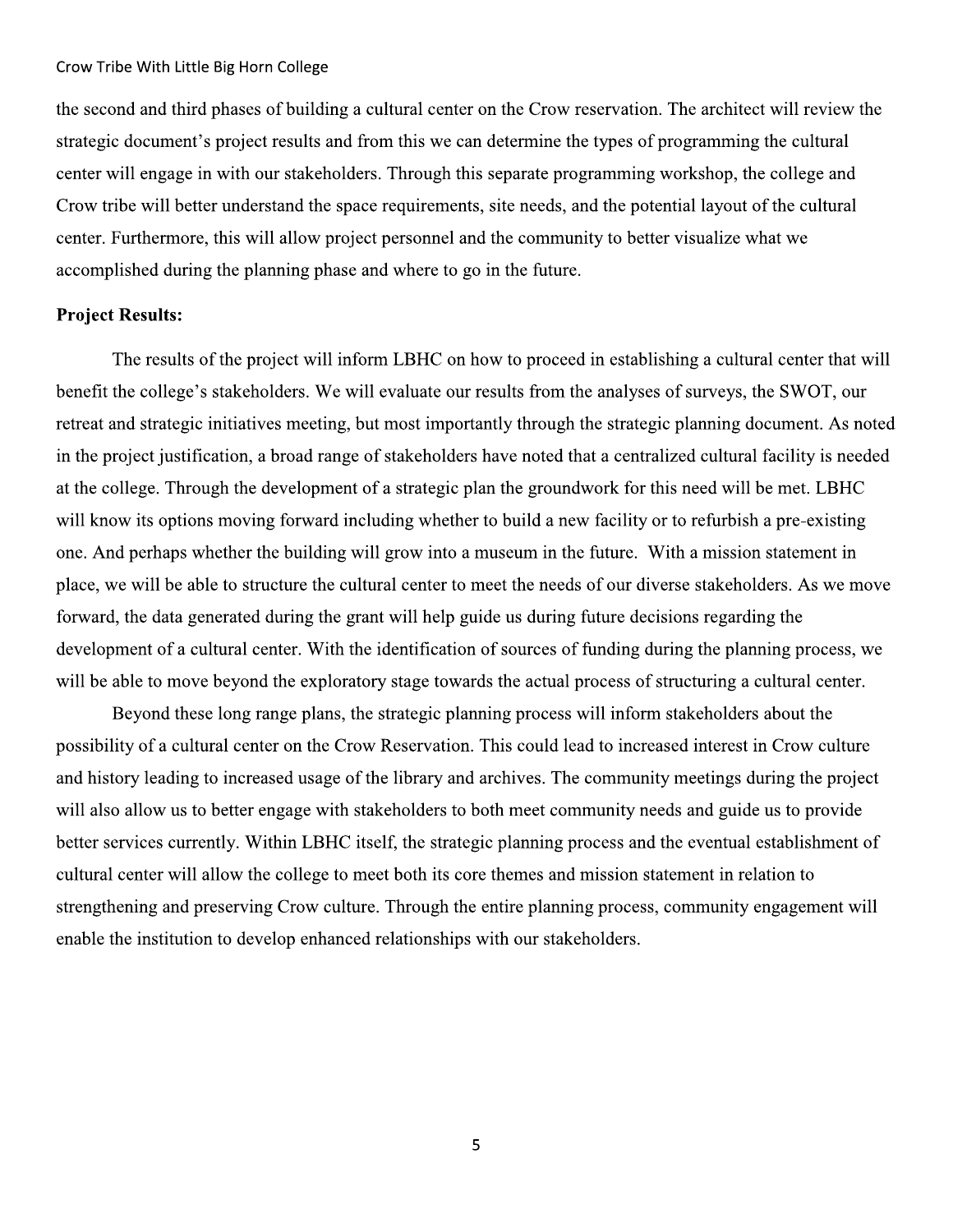the second and third phases of building a cultural center on the Crow reservation. The architect will review the strategic document's project results and from this we can determine the types of programming the cultural center will engage in with our stakeholders. Through this separate programming workshop, the college and Crow tribe will better understand the space requirements, site needs, and the potential layout of the cultural center. Furthermore, this will allow project personnel and the community to better visualize what we accomplished during the planning phase and where to go in the future.

**Project Results:**

The results of the project will inform LBHC on how to proceed in establishing a cultural center that will benefit the college's stakeholders. We will evaluate our results from the analyses of surveys, the SWOT, our retreat and strategic initiatives meeting, but most importantly through the strategic planning document. As noted in the project justification, a broad range of stakeholders have noted that a centralized cultural facility is needed at the college. Through the development of a strategic plan the groundwork for this need will be met. LBHC will know its options moving forward including whether to build a new facility or to refurbish a pre-existing one. And perhaps whether the building will grow into a museum in the future. With a mission statement in place, we will be able to structure the cultural center to meet the needs of our diverse stakeholders. As we move forward, the data generated during the grant will help guide us during future decisions regarding the development of a cultural center. With the identification of sources of funding during the planning process, we will be able to move beyond the exploratory stage towards the actual process of structuring a cultural center.

Beyond these long range plans, the strategic planning process will inform stakeholders about the possibility of a cultural center on the Crow Reservation. This could lead to increased interest in Crow culture and history leading to increased usage of the library and archives. The community meetings during the project will also allow us to better engage with stakeholders to both meet community needs and guide us to provide better services currently. Within LBHC itself, the strategic planning process and the eventual establishment of cultural center will allow the college to meet both its core themes and mission statement in relation to strengthening and preserving Crow culture. Through the entire planning process, community engagement will enable the institution to develop enhanced relationships with our stakeholders.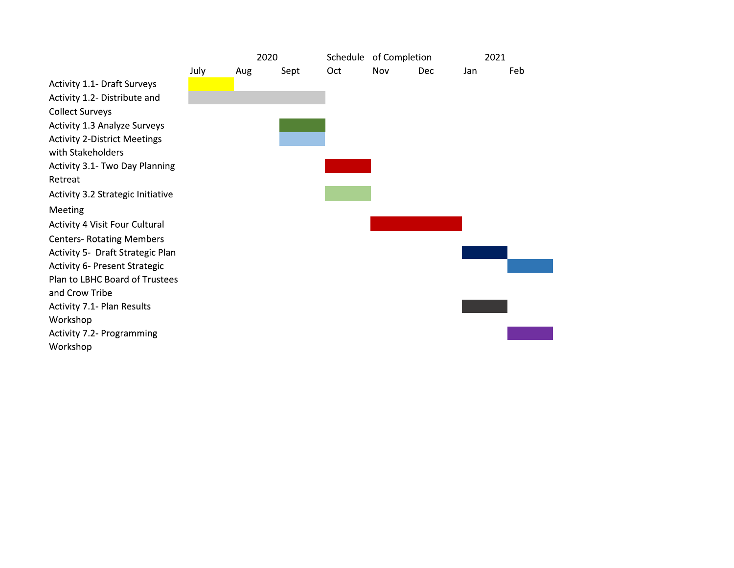2020 Schedule of Completion 2021

July Aug Sept Oct Nov Dec Jan Feb

Activity 1.1- Draft Surveys

Activity 1.2- Distribute and Collect Surveys

Activity 1.3 Analyze Surveys

Activity 2-District Meetings with Stakeholders

Activity 3.1- Two Day Planning Retreat

Activity 3.2 Strategic Initiative Meeting

Activity 4 Visit Four Cultural Centers- Rotating Members

Activity 5- Draft Strategic Plan

Activity 6- Present Strategic Plan to LBHC Board of Trustees and Crow Tribe

Activity 7.1- Plan Results Workshop

Activity 7.2- Programming Workshop